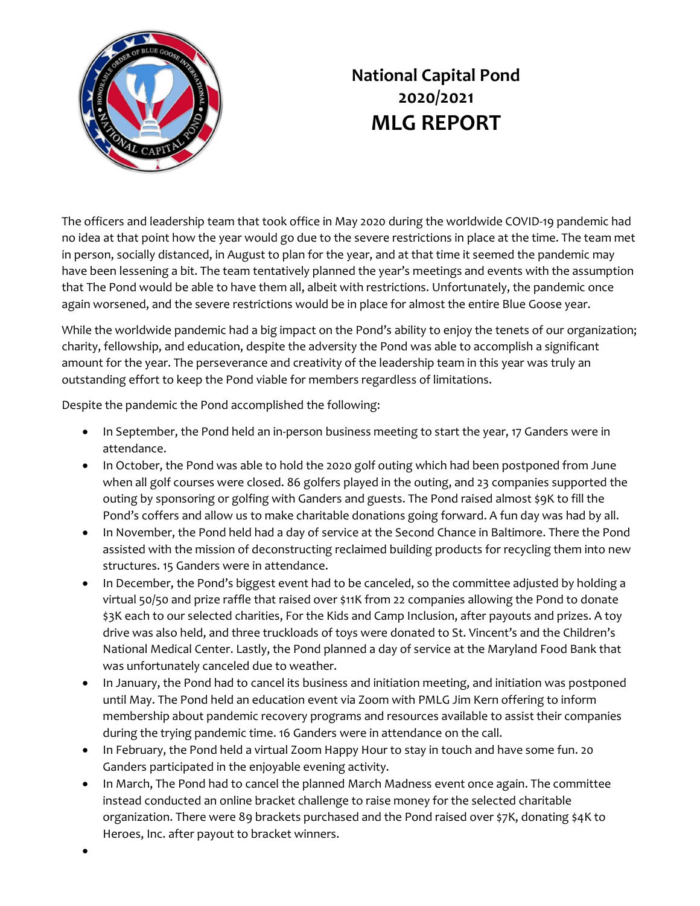# National Capital Pond
## 2020/2021
# MLG REPORT

The officers and leadership team that took office in May 2020 during the worldwide COVID-19 pandemic had no idea at that point how the year would go due to the severe restrictions in place at the time. The team met in person, socially distanced, in August to plan for the year, and at that time it seemed the pandemic may have been lessening a bit. The team tentatively planned the year's meetings and events with the assumption that The Pond would be able to have them all, albeit with restrictions. Unfortunately, the pandemic once again worsened, and the severe restrictions would be in place for almost the entire Blue Goose year.

While the worldwide pandemic had a big impact on the Pond's ability to enjoy the tenets of our organization; charity, fellowship, and education, despite the adversity the Pond was able to accomplish a significant amount for the year. The perseverance and creativity of the leadership team in this year was truly an outstanding effort to keep the Pond viable for members regardless of limitations.

Despite the pandemic the Pond accomplished the following:

- In September, the Pond held an in-person business meeting to start the year, 17 Ganders were in attendance.
- In October, the Pond was able to hold the 2020 golf outing which had been postponed from June when all golf courses were closed. 86 golfers played in the outing, and 23 companies supported the outing by sponsoring or golfing with Ganders and guests. The Pond raised almost $9K to fill the Pond's coffers and allow us to make charitable donations going forward. A fun day was had by all.
- In November, the Pond held had a day of service at the Second Chance in Baltimore. There the Pond assisted with the mission of deconstructing reclaimed building products for recycling them into new structures. 15 Ganders were in attendance.
- In December, the Pond's biggest event had to be canceled, so the committee adjusted by holding a virtual 50/50 and prize raffle that raised over $11K from 22 companies allowing the Pond to donate $3K each to our selected charities, For the Kids and Camp Inclusion, after payouts and prizes. A toy drive was also held, and three truckloads of toys were donated to St. Vincent's and the Children's National Medical Center. Lastly, the Pond planned a day of service at the Maryland Food Bank that was unfortunately canceled due to weather.
- In January, the Pond had to cancel its business and initiation meeting, and initiation was postponed until May. The Pond held an education event via Zoom with PMLG Jim Kern offering to inform membership about pandemic recovery programs and resources available to assist their companies during the trying pandemic time. 16 Ganders were in attendance on the call.
- In February, the Pond held a virtual Zoom Happy Hour to stay in touch and have some fun. 20 Ganders participated in the enjoyable evening activity.
- In March, The Pond had to cancel the planned March Madness event once again. The committee instead conducted an online bracket challenge to raise money for the selected charitable organization. There were 89 brackets purchased and the Pond raised over $7K, donating $4K to Heroes, Inc. after payout to bracket winners.
-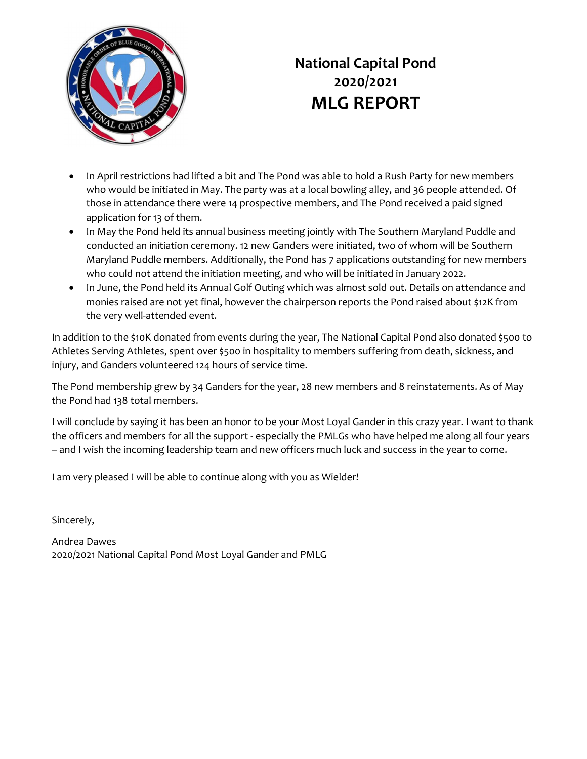# National Capital Pond
## 2020/2021
# MLG REPORT

- In April restrictions had lifted a bit and The Pond was able to hold a Rush Party for new members who would be initiated in May. The party was at a local bowling alley, and 36 people attended. Of those in attendance there were 14 prospective members, and The Pond received a paid signed application for 13 of them.
- In May the Pond held its annual business meeting jointly with The Southern Maryland Puddle and conducted an initiation ceremony. 12 new Ganders were initiated, two of whom will be Southern Maryland Puddle members. Additionally, the Pond has 7 applications outstanding for new members who could not attend the initiation meeting, and who will be initiated in January 2022.
- In June, the Pond held its Annual Golf Outing which was almost sold out. Details on attendance and monies raised are not yet final, however the chairperson reports the Pond raised about $12K from the very well-attended event.

In addition to the $10K donated from events during the year, The National Capital Pond also donated $500 to Athletes Serving Athletes, spent over $500 in hospitality to members suffering from death, sickness, and injury, and Ganders volunteered 124 hours of service time.

The Pond membership grew by 34 Ganders for the year, 28 new members and 8 reinstatements. As of May the Pond had 138 total members.

I will conclude by saying it has been an honor to be your Most Loyal Gander in this crazy year. I want to thank the officers and members for all the support - especially the PMLGs who have helped me along all four years – and I wish the incoming leadership team and new officers much luck and success in the year to come.

I am very pleased I will be able to continue along with you as Wielder!

Sincerely,

Andrea Dawes
2020/2021 National Capital Pond Most Loyal Gander and PMLG